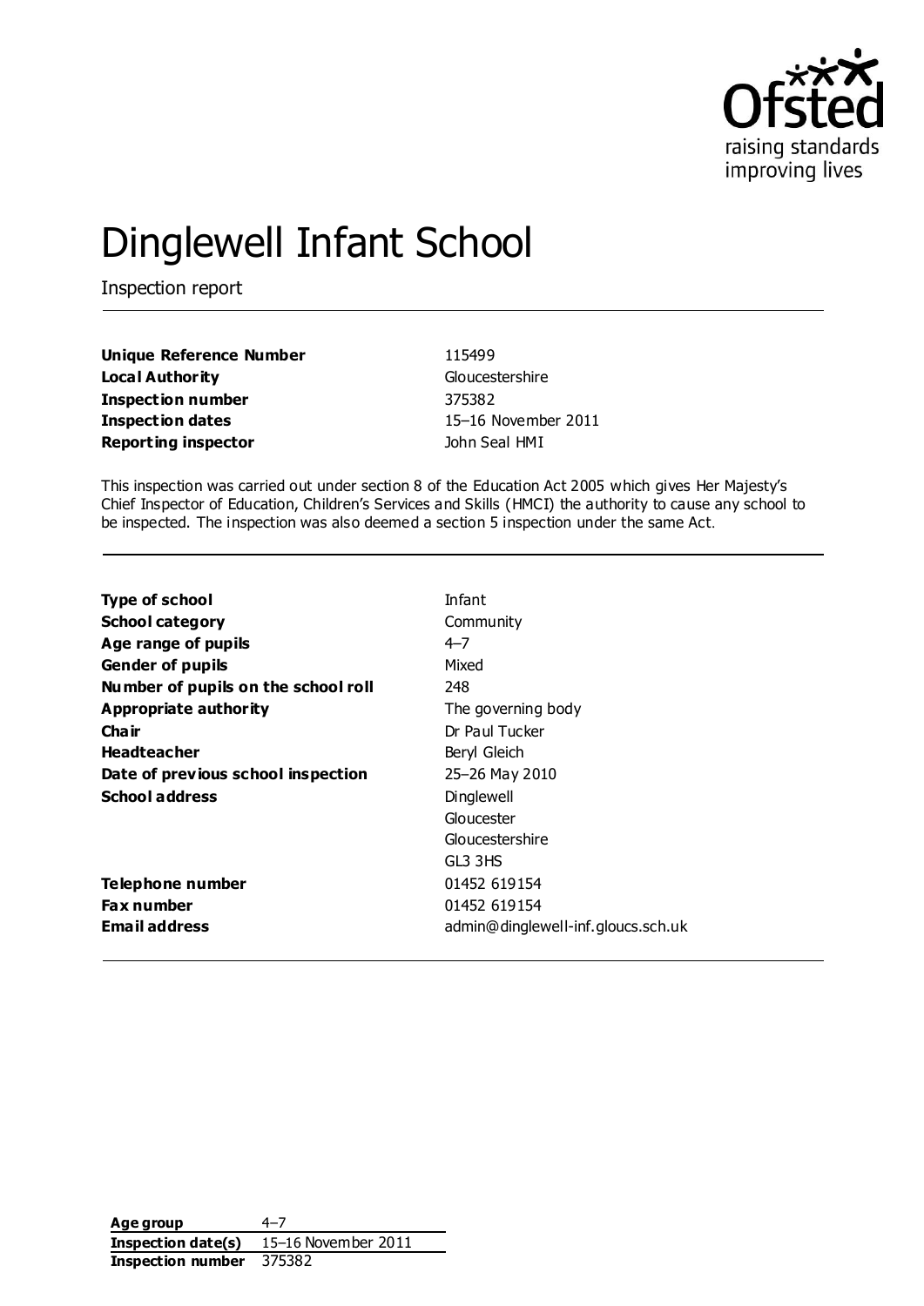# Dinglewell Infant School

Inspection report

| | |
|---|---|
| **Unique Reference Number** | 115499 |
| **Local Authority** | Gloucestershire |
| **Inspection number** | 375382 |
| **Inspection dates** | 15–16 November 2011 |
| **Reporting inspector** | John Seal HMI |

This inspection was carried out under section 8 of the Education Act 2005 which gives Her Majesty's Chief Inspector of Education, Children's Services and Skills (HMCI) the authority to cause any school to be inspected. The inspection was also deemed a section 5 inspection under the same Act.

| | |
|---|---|
| **Type of school** | Infant |
| **School category** | Community |
| **Age range of pupils** | 4–7 |
| **Gender of pupils** | Mixed |
| **Number of pupils on the school roll** | 248 |
| **Appropriate authority** | The governing body |
| **Chair** | Dr Paul Tucker |
| **Headteacher** | Beryl Gleich |
| **Date of previous school inspection** | 25–26 May 2010 |
| **School address** | Dinglewell<br>Gloucester<br>Gloucestershire<br>GL3 3HS |
| **Telephone number** | 01452 619154 |
| **Fax number** | 01452 619154 |
| **Email address** | admin@dinglewell-inf.gloucs.sch.uk |

| | |
|---|---|
| **Age group** | 4–7 |
| **Inspection date(s)** | 15–16 November 2011 |
| **Inspection number** | 375382 |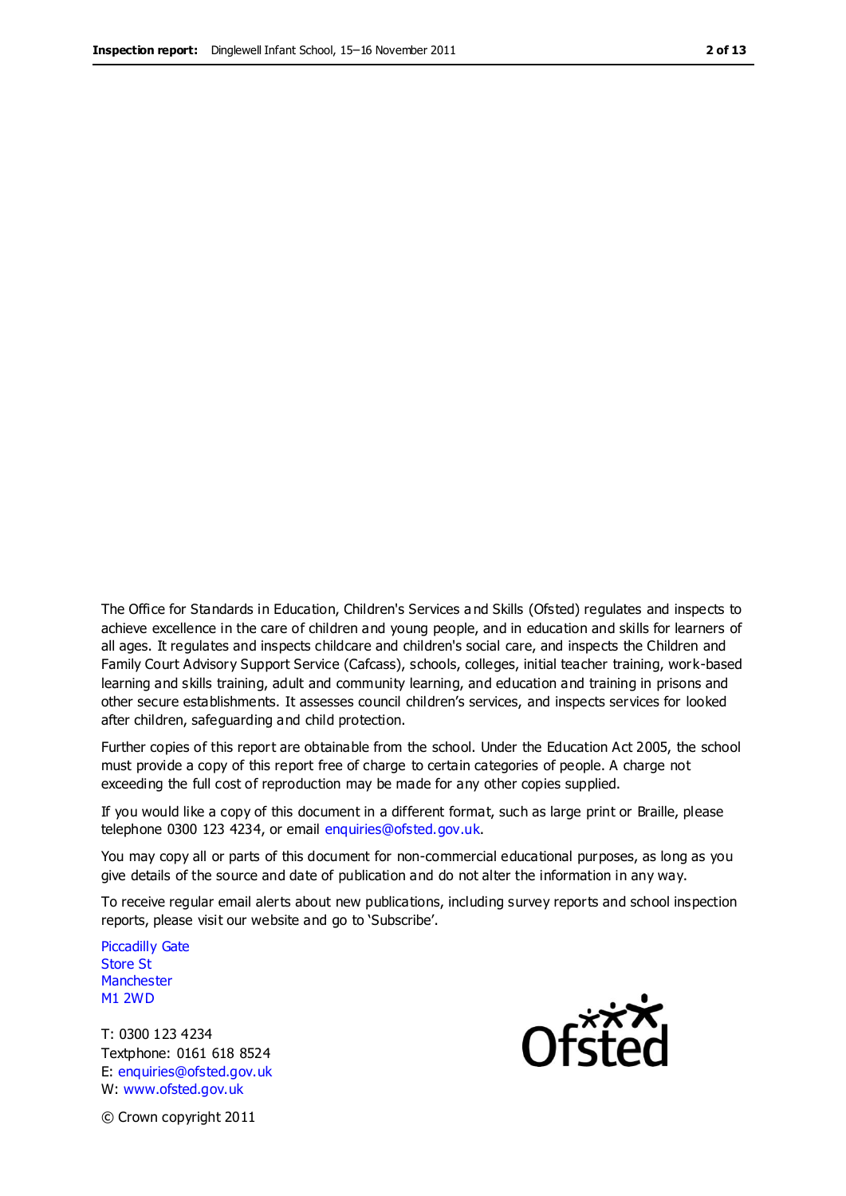The Office for Standards in Education, Children's Services and Skills (Ofsted) regulates and inspects to achieve excellence in the care of children and young people, and in education and skills for learners of all ages. It regulates and inspects childcare and children's social care, and inspects the Children and Family Court Advisory Support Service (Cafcass), schools, colleges, initial teacher training, work-based learning and skills training, adult and community learning, and education and training in prisons and other secure establishments. It assesses council children's services, and inspects services for looked after children, safeguarding and child protection.

Further copies of this report are obtainable from the school. Under the Education Act 2005, the school must provide a copy of this report free of charge to certain categories of people. A charge not exceeding the full cost of reproduction may be made for any other copies supplied.

If you would like a copy of this document in a different format, such as large print or Braille, please telephone 0300 123 4234, or email enquiries@ofsted.gov.uk.

You may copy all or parts of this document for non-commercial educational purposes, as long as you give details of the source and date of publication and do not alter the information in any way.

To receive regular email alerts about new publications, including survey reports and school inspection reports, please visit our website and go to 'Subscribe'.

Piccadilly Gate
Store St
Manchester
M1 2WD

T: 0300 123 4234
Textphone: 0161 618 8524
E: enquiries@ofsted.gov.uk
W: www.ofsted.gov.uk

© Crown copyright 2011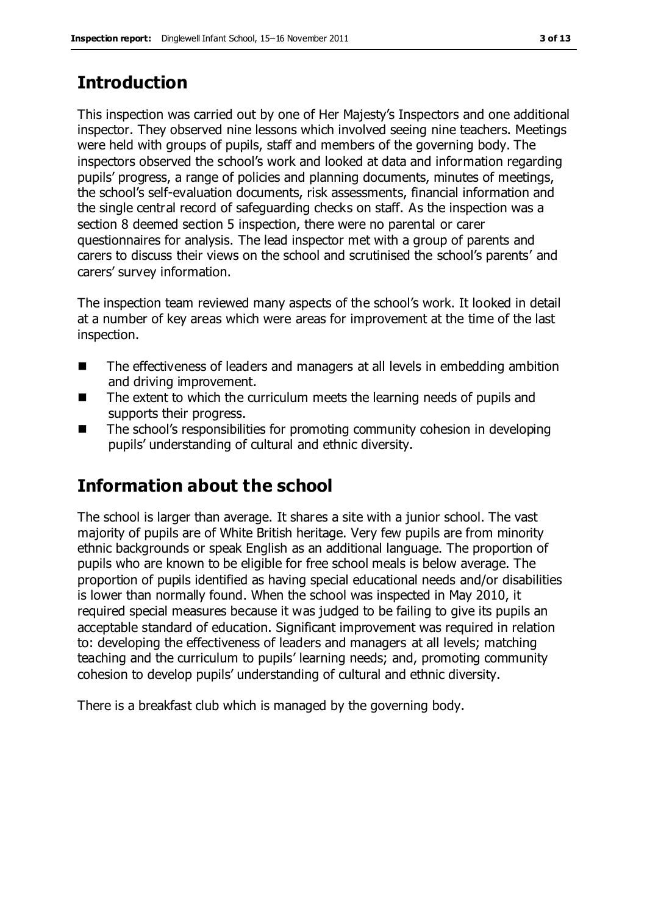## Introduction

This inspection was carried out by one of Her Majesty's Inspectors and one additional inspector. They observed nine lessons which involved seeing nine teachers. Meetings were held with groups of pupils, staff and members of the governing body. The inspectors observed the school's work and looked at data and information regarding pupils' progress, a range of policies and planning documents, minutes of meetings, the school's self-evaluation documents, risk assessments, financial information and the single central record of safeguarding checks on staff. As the inspection was a section 8 deemed section 5 inspection, there were no parental or carer questionnaires for analysis. The lead inspector met with a group of parents and carers to discuss their views on the school and scrutinised the school's parents' and carers' survey information.

The inspection team reviewed many aspects of the school's work. It looked in detail at a number of key areas which were areas for improvement at the time of the last inspection.

- The effectiveness of leaders and managers at all levels in embedding ambition and driving improvement.
- The extent to which the curriculum meets the learning needs of pupils and supports their progress.
- The school's responsibilities for promoting community cohesion in developing pupils' understanding of cultural and ethnic diversity.

## Information about the school

The school is larger than average. It shares a site with a junior school. The vast majority of pupils are of White British heritage. Very few pupils are from minority ethnic backgrounds or speak English as an additional language. The proportion of pupils who are known to be eligible for free school meals is below average. The proportion of pupils identified as having special educational needs and/or disabilities is lower than normally found. When the school was inspected in May 2010, it required special measures because it was judged to be failing to give its pupils an acceptable standard of education. Significant improvement was required in relation to: developing the effectiveness of leaders and managers at all levels; matching teaching and the curriculum to pupils' learning needs; and, promoting community cohesion to develop pupils' understanding of cultural and ethnic diversity.

There is a breakfast club which is managed by the governing body.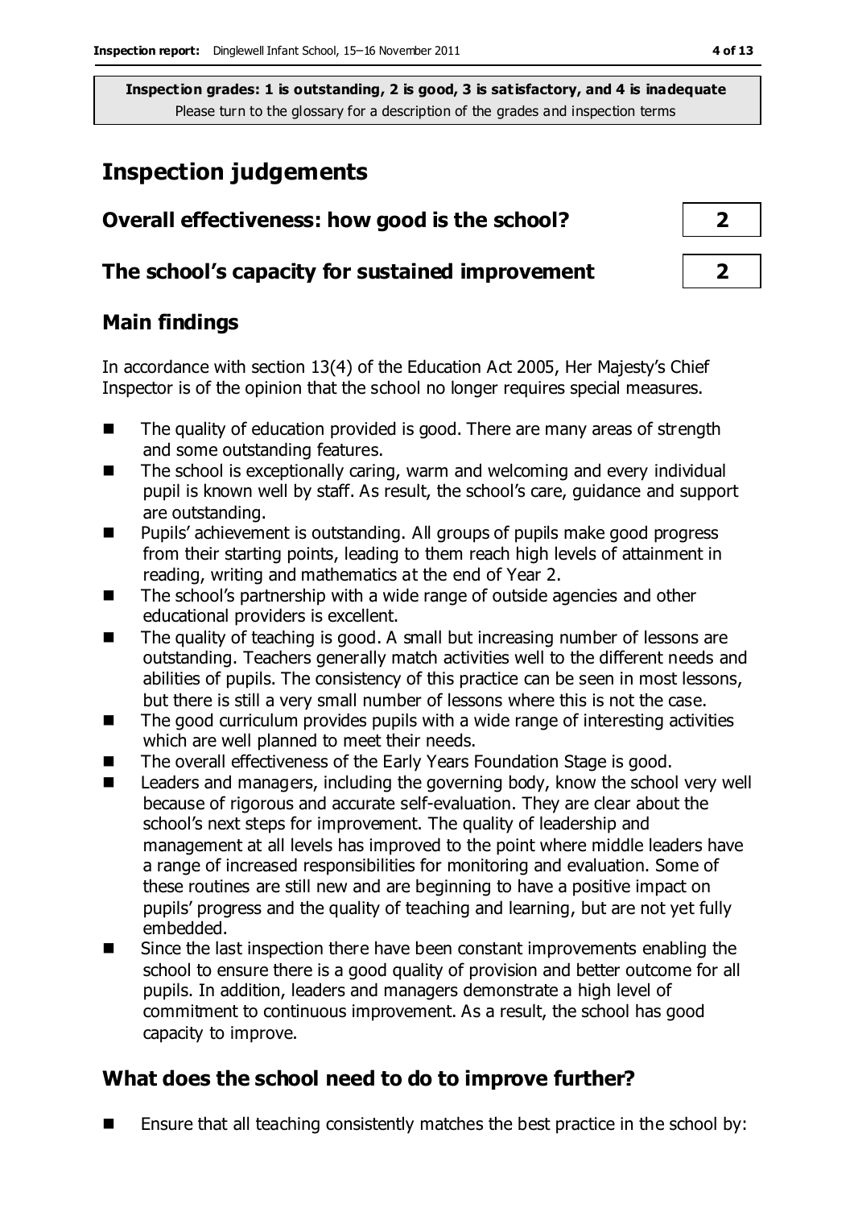**Inspection grades: 1 is outstanding, 2 is good, 3 is satisfactory, and 4 is inadequate**
Please turn to the glossary for a description of the grades and inspection terms

# Inspection judgements

| Overall effectiveness: how good is the school? | 2 |
|---|---|
| The school's capacity for sustained improvement | 2 |

## Main findings

In accordance with section 13(4) of the Education Act 2005, Her Majesty's Chief Inspector is of the opinion that the school no longer requires special measures.

- The quality of education provided is good. There are many areas of strength and some outstanding features.
- The school is exceptionally caring, warm and welcoming and every individual pupil is known well by staff. As result, the school's care, guidance and support are outstanding.
- Pupils' achievement is outstanding. All groups of pupils make good progress from their starting points, leading to them reach high levels of attainment in reading, writing and mathematics at the end of Year 2.
- The school's partnership with a wide range of outside agencies and other educational providers is excellent.
- The quality of teaching is good. A small but increasing number of lessons are outstanding. Teachers generally match activities well to the different needs and abilities of pupils. The consistency of this practice can be seen in most lessons, but there is still a very small number of lessons where this is not the case.
- The good curriculum provides pupils with a wide range of interesting activities which are well planned to meet their needs.
- The overall effectiveness of the Early Years Foundation Stage is good.
- Leaders and managers, including the governing body, know the school very well because of rigorous and accurate self-evaluation. They are clear about the school's next steps for improvement. The quality of leadership and management at all levels has improved to the point where middle leaders have a range of increased responsibilities for monitoring and evaluation. Some of these routines are still new and are beginning to have a positive impact on pupils' progress and the quality of teaching and learning, but are not yet fully embedded.
- Since the last inspection there have been constant improvements enabling the school to ensure there is a good quality of provision and better outcome for all pupils. In addition, leaders and managers demonstrate a high level of commitment to continuous improvement. As a result, the school has good capacity to improve.

## What does the school need to do to improve further?

- Ensure that all teaching consistently matches the best practice in the school by: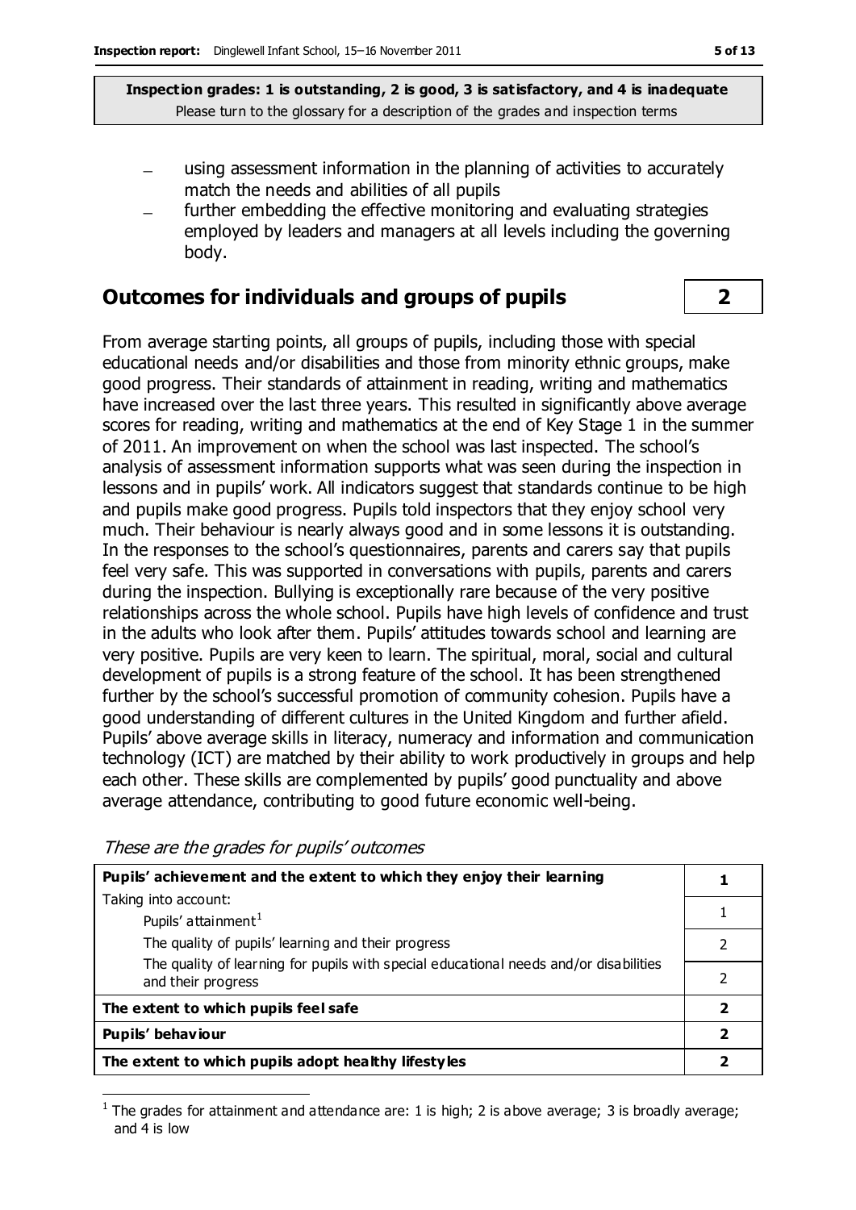**Inspection grades: 1 is outstanding, 2 is good, 3 is satisfactory, and 4 is inadequate**
Please turn to the glossary for a description of the grades and inspection terms

- using assessment information in the planning of activities to accurately match the needs and abilities of all pupils
- further embedding the effective monitoring and evaluating strategies employed by leaders and managers at all levels including the governing body.

## Outcomes for individuals and groups of pupils — 2

From average starting points, all groups of pupils, including those with special educational needs and/or disabilities and those from minority ethnic groups, make good progress. Their standards of attainment in reading, writing and mathematics have increased over the last three years. This resulted in significantly above average scores for reading, writing and mathematics at the end of Key Stage 1 in the summer of 2011. An improvement on when the school was last inspected. The school's analysis of assessment information supports what was seen during the inspection in lessons and in pupils' work. All indicators suggest that standards continue to be high and pupils make good progress. Pupils told inspectors that they enjoy school very much. Their behaviour is nearly always good and in some lessons it is outstanding. In the responses to the school's questionnaires, parents and carers say that pupils feel very safe. This was supported in conversations with pupils, parents and carers during the inspection. Bullying is exceptionally rare because of the very positive relationships across the whole school. Pupils have high levels of confidence and trust in the adults who look after them. Pupils' attitudes towards school and learning are very positive. Pupils are very keen to learn. The spiritual, moral, social and cultural development of pupils is a strong feature of the school. It has been strengthened further by the school's successful promotion of community cohesion. Pupils have a good understanding of different cultures in the United Kingdom and further afield. Pupils' above average skills in literacy, numeracy and information and communication technology (ICT) are matched by their ability to work productively in groups and help each other. These skills are complemented by pupils' good punctuality and above average attendance, contributing to good future economic well-being.

*These are the grades for pupils' outcomes*

| | |
|---|---|
| **Pupils' achievement and the extent to which they enjoy their learning** | **1** |
| Taking into account: Pupils' attainment[1] | 1 |
| The quality of pupils' learning and their progress | 2 |
| The quality of learning for pupils with special educational needs and/or disabilities and their progress | 2 |
| **The extent to which pupils feel safe** | **2** |
| **Pupils' behaviour** | **2** |
| **The extent to which pupils adopt healthy lifestyles** | **2** |

[1] The grades for attainment and attendance are: 1 is high; 2 is above average; 3 is broadly average; and 4 is low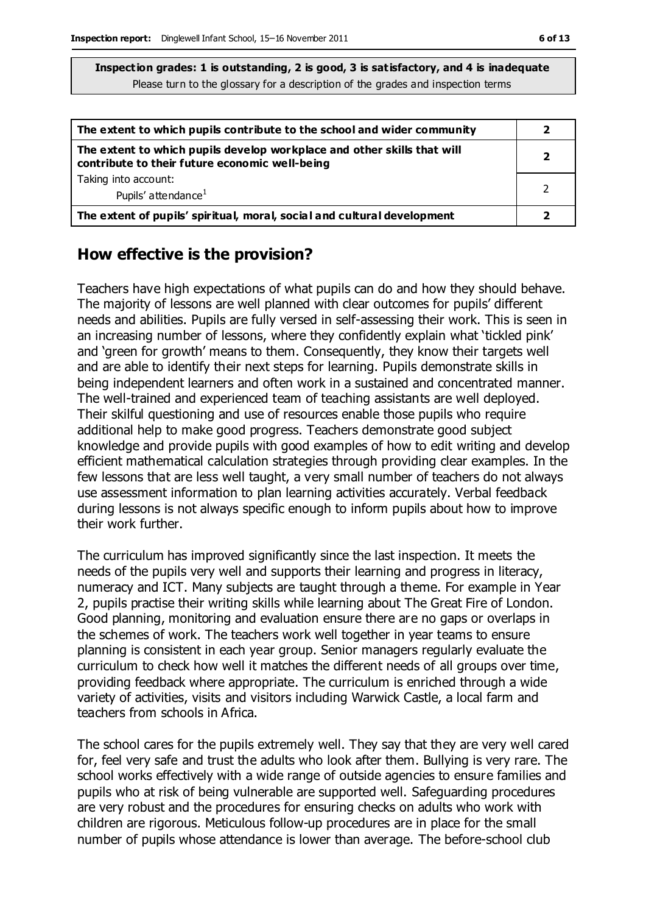**Inspection grades: 1 is outstanding, 2 is good, 3 is satisfactory, and 4 is inadequate**
Please turn to the glossary for a description of the grades and inspection terms

| | |
|---|---|
| **The extent to which pupils contribute to the school and wider community** | **2** |
| **The extent to which pupils develop workplace and other skills that will contribute to their future economic well-being** | **2** |
| Taking into account:<br>Pupils' attendance[1] | 2 |
| **The extent of pupils' spiritual, moral, social and cultural development** | **2** |

## How effective is the provision?

Teachers have high expectations of what pupils can do and how they should behave. The majority of lessons are well planned with clear outcomes for pupils' different needs and abilities. Pupils are fully versed in self-assessing their work. This is seen in an increasing number of lessons, where they confidently explain what 'tickled pink' and 'green for growth' means to them. Consequently, they know their targets well and are able to identify their next steps for learning. Pupils demonstrate skills in being independent learners and often work in a sustained and concentrated manner. The well-trained and experienced team of teaching assistants are well deployed. Their skilful questioning and use of resources enable those pupils who require additional help to make good progress. Teachers demonstrate good subject knowledge and provide pupils with good examples of how to edit writing and develop efficient mathematical calculation strategies through providing clear examples. In the few lessons that are less well taught, a very small number of teachers do not always use assessment information to plan learning activities accurately. Verbal feedback during lessons is not always specific enough to inform pupils about how to improve their work further.

The curriculum has improved significantly since the last inspection. It meets the needs of the pupils very well and supports their learning and progress in literacy, numeracy and ICT. Many subjects are taught through a theme. For example in Year 2, pupils practise their writing skills while learning about The Great Fire of London. Good planning, monitoring and evaluation ensure there are no gaps or overlaps in the schemes of work. The teachers work well together in year teams to ensure planning is consistent in each year group. Senior managers regularly evaluate the curriculum to check how well it matches the different needs of all groups over time, providing feedback where appropriate. The curriculum is enriched through a wide variety of activities, visits and visitors including Warwick Castle, a local farm and teachers from schools in Africa.

The school cares for the pupils extremely well. They say that they are very well cared for, feel very safe and trust the adults who look after them. Bullying is very rare. The school works effectively with a wide range of outside agencies to ensure families and pupils who at risk of being vulnerable are supported well. Safeguarding procedures are very robust and the procedures for ensuring checks on adults who work with children are rigorous. Meticulous follow-up procedures are in place for the small number of pupils whose attendance is lower than average. The before-school club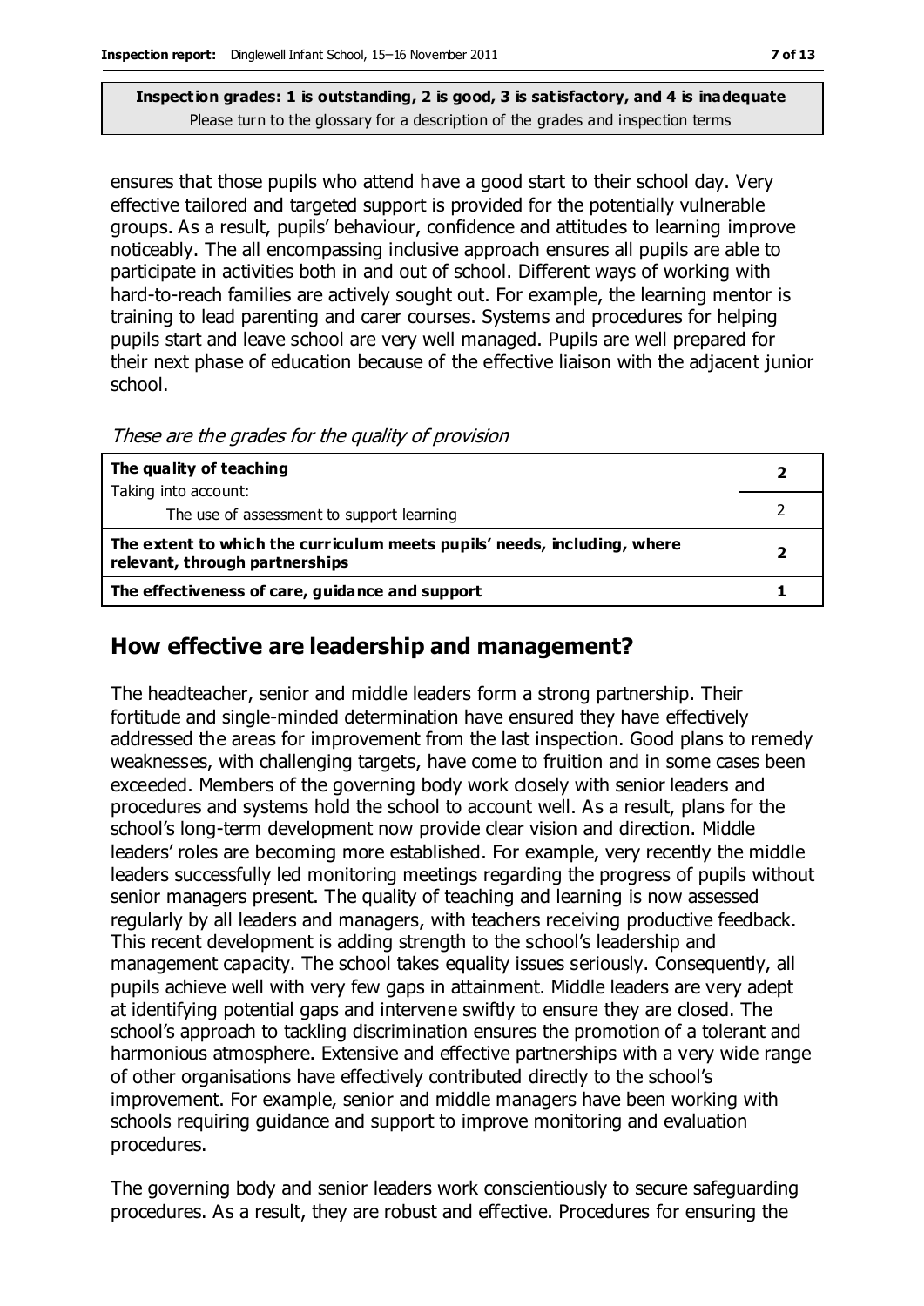ensures that those pupils who attend have a good start to their school day. Very effective tailored and targeted support is provided for the potentially vulnerable groups. As a result, pupils' behaviour, confidence and attitudes to learning improve noticeably. The all encompassing inclusive approach ensures all pupils are able to participate in activities both in and out of school. Different ways of working with hard-to-reach families are actively sought out. For example, the learning mentor is training to lead parenting and carer courses. Systems and procedures for helping pupils start and leave school are very well managed. Pupils are well prepared for their next phase of education because of the effective liaison with the adjacent junior school.

*These are the grades for the quality of provision*

| | |
|---|---|
| **The quality of teaching**<br>Taking into account: | **2** |
| The use of assessment to support learning | 2 |
| **The extent to which the curriculum meets pupils' needs, including, where relevant, through partnerships** | **2** |
| **The effectiveness of care, guidance and support** | **1** |

## How effective are leadership and management?

The headteacher, senior and middle leaders form a strong partnership. Their fortitude and single-minded determination have ensured they have effectively addressed the areas for improvement from the last inspection. Good plans to remedy weaknesses, with challenging targets, have come to fruition and in some cases been exceeded. Members of the governing body work closely with senior leaders and procedures and systems hold the school to account well. As a result, plans for the school's long-term development now provide clear vision and direction. Middle leaders' roles are becoming more established. For example, very recently the middle leaders successfully led monitoring meetings regarding the progress of pupils without senior managers present. The quality of teaching and learning is now assessed regularly by all leaders and managers, with teachers receiving productive feedback. This recent development is adding strength to the school's leadership and management capacity. The school takes equality issues seriously. Consequently, all pupils achieve well with very few gaps in attainment. Middle leaders are very adept at identifying potential gaps and intervene swiftly to ensure they are closed. The school's approach to tackling discrimination ensures the promotion of a tolerant and harmonious atmosphere. Extensive and effective partnerships with a very wide range of other organisations have effectively contributed directly to the school's improvement. For example, senior and middle managers have been working with schools requiring guidance and support to improve monitoring and evaluation procedures.

The governing body and senior leaders work conscientiously to secure safeguarding procedures. As a result, they are robust and effective. Procedures for ensuring the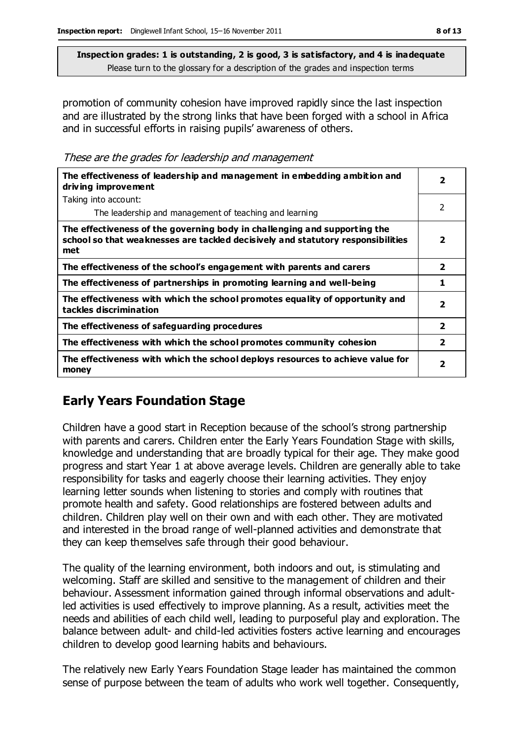**Inspection grades: 1 is outstanding, 2 is good, 3 is satisfactory, and 4 is inadequate**
Please turn to the glossary for a description of the grades and inspection terms

promotion of community cohesion have improved rapidly since the last inspection and are illustrated by the strong links that have been forged with a school in Africa and in successful efforts in raising pupils' awareness of others.

*These are the grades for leadership and management*

| | |
|---|---|
| **The effectiveness of leadership and management in embedding ambition and driving improvement** | **2** |
| Taking into account: The leadership and management of teaching and learning | 2 |
| **The effectiveness of the governing body in challenging and supporting the school so that weaknesses are tackled decisively and statutory responsibilities met** | **2** |
| **The effectiveness of the school's engagement with parents and carers** | **2** |
| **The effectiveness of partnerships in promoting learning and well-being** | **1** |
| **The effectiveness with which the school promotes equality of opportunity and tackles discrimination** | **2** |
| **The effectiveness of safeguarding procedures** | **2** |
| **The effectiveness with which the school promotes community cohesion** | **2** |
| **The effectiveness with which the school deploys resources to achieve value for money** | **2** |

## Early Years Foundation Stage

Children have a good start in Reception because of the school's strong partnership with parents and carers. Children enter the Early Years Foundation Stage with skills, knowledge and understanding that are broadly typical for their age. They make good progress and start Year 1 at above average levels. Children are generally able to take responsibility for tasks and eagerly choose their learning activities. They enjoy learning letter sounds when listening to stories and comply with routines that promote health and safety. Good relationships are fostered between adults and children. Children play well on their own and with each other. They are motivated and interested in the broad range of well-planned activities and demonstrate that they can keep themselves safe through their good behaviour.

The quality of the learning environment, both indoors and out, is stimulating and welcoming. Staff are skilled and sensitive to the management of children and their behaviour. Assessment information gained through informal observations and adult-led activities is used effectively to improve planning. As a result, activities meet the needs and abilities of each child well, leading to purposeful play and exploration. The balance between adult- and child-led activities fosters active learning and encourages children to develop good learning habits and behaviours.

The relatively new Early Years Foundation Stage leader has maintained the common sense of purpose between the team of adults who work well together. Consequently,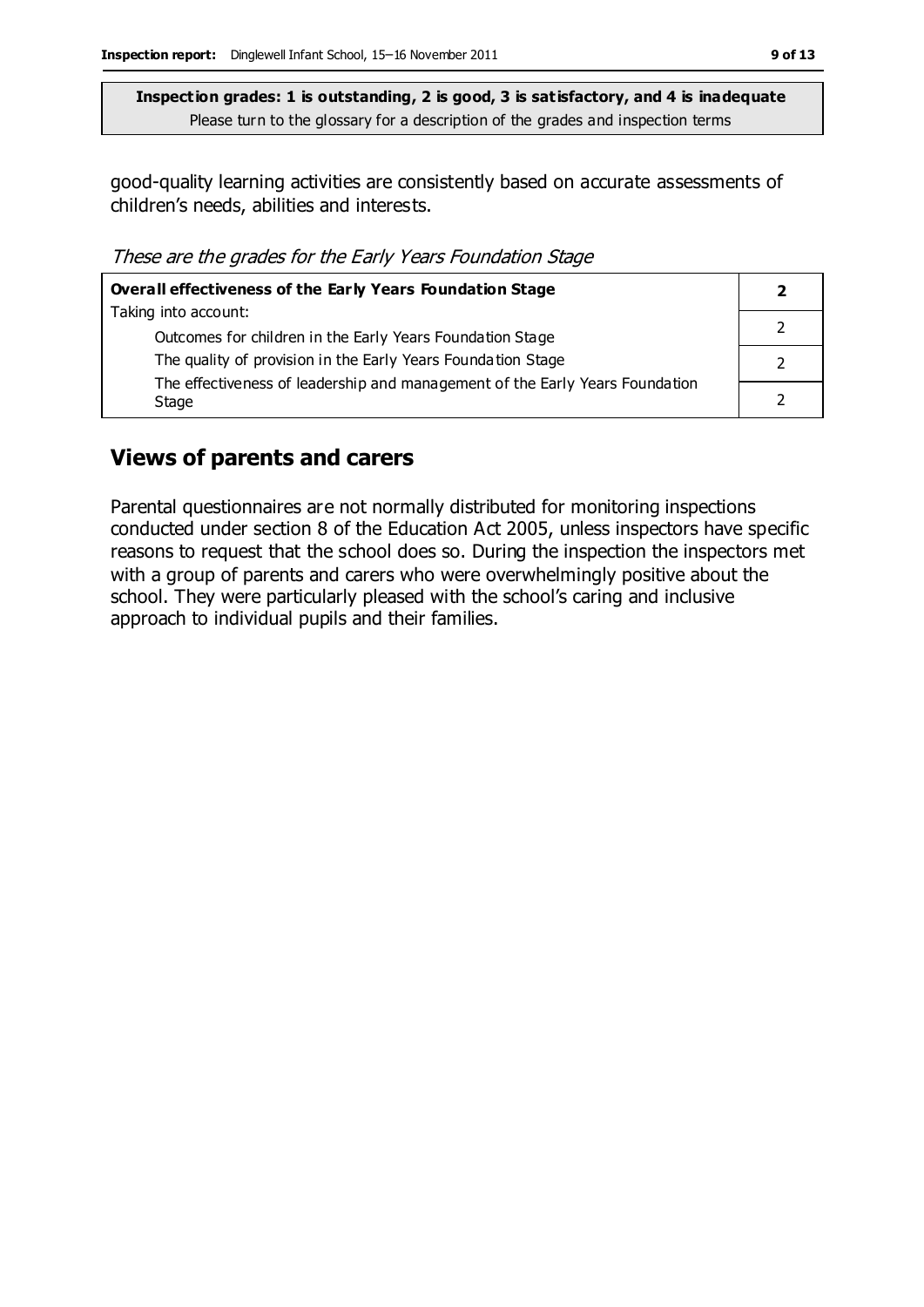**Inspection grades: 1 is outstanding, 2 is good, 3 is satisfactory, and 4 is inadequate**
Please turn to the glossary for a description of the grades and inspection terms

good-quality learning activities are consistently based on accurate assessments of children's needs, abilities and interests.

*These are the grades for the Early Years Foundation Stage*

| **Overall effectiveness of the Early Years Foundation Stage** | **2** |
|---|---|
| Taking into account: | |
| Outcomes for children in the Early Years Foundation Stage | 2 |
| The quality of provision in the Early Years Foundation Stage | 2 |
| The effectiveness of leadership and management of the Early Years Foundation Stage | 2 |

## Views of parents and carers

Parental questionnaires are not normally distributed for monitoring inspections conducted under section 8 of the Education Act 2005, unless inspectors have specific reasons to request that the school does so. During the inspection the inspectors met with a group of parents and carers who were overwhelmingly positive about the school. They were particularly pleased with the school's caring and inclusive approach to individual pupils and their families.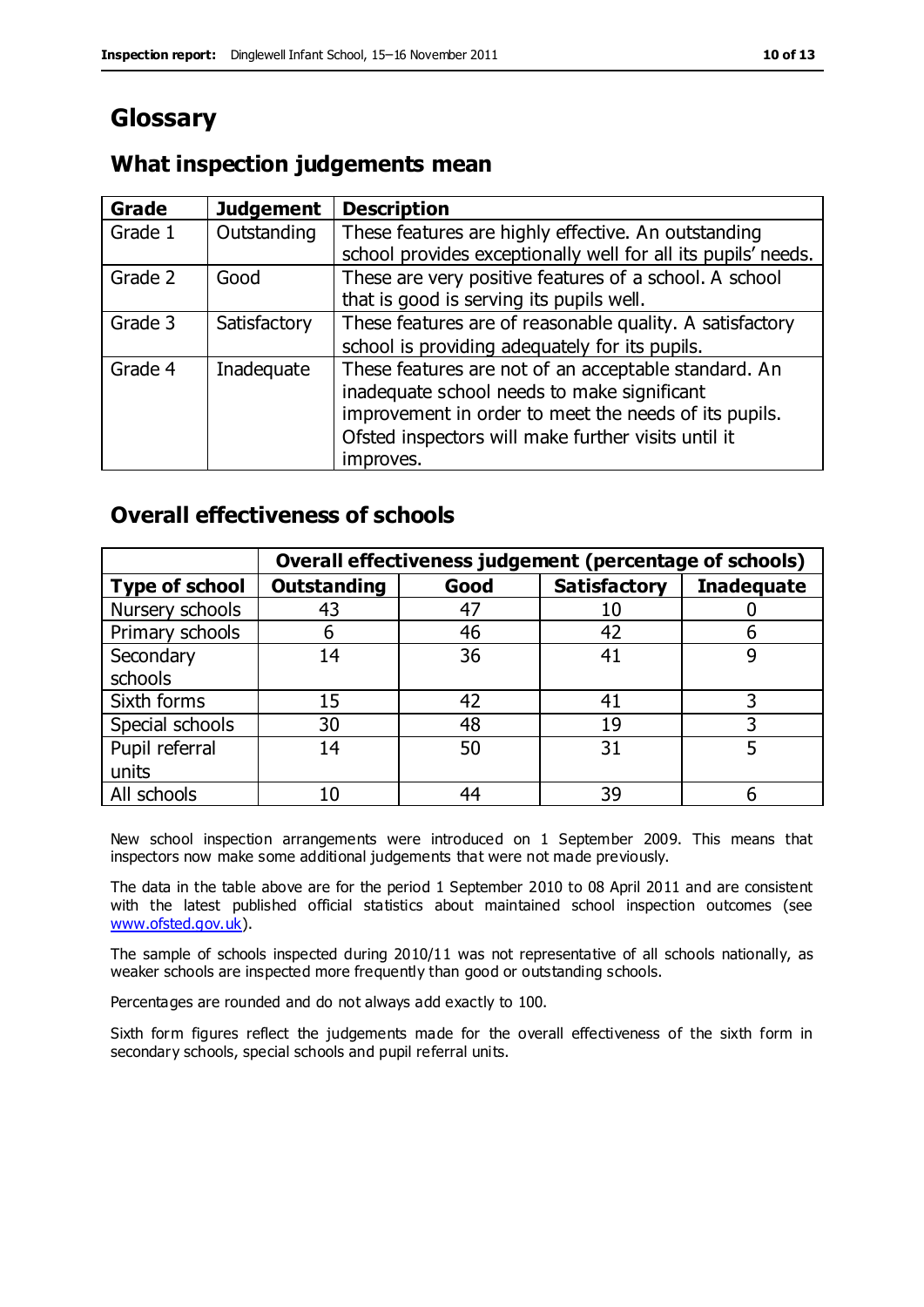# Glossary

## What inspection judgements mean

| Grade | Judgement | Description |
|---|---|---|
| Grade 1 | Outstanding | These features are highly effective. An outstanding school provides exceptionally well for all its pupils' needs. |
| Grade 2 | Good | These are very positive features of a school. A school that is good is serving its pupils well. |
| Grade 3 | Satisfactory | These features are of reasonable quality. A satisfactory school is providing adequately for its pupils. |
| Grade 4 | Inadequate | These features are not of an acceptable standard. An inadequate school needs to make significant improvement in order to meet the needs of its pupils. Ofsted inspectors will make further visits until it improves. |

## Overall effectiveness of schools

| | Overall effectiveness judgement (percentage of schools) | | | |
|---|---|---|---|---|
| **Type of school** | **Outstanding** | **Good** | **Satisfactory** | **Inadequate** |
| Nursery schools | 43 | 47 | 10 | 0 |
| Primary schools | 6 | 46 | 42 | 6 |
| Secondary schools | 14 | 36 | 41 | 9 |
| Sixth forms | 15 | 42 | 41 | 3 |
| Special schools | 30 | 48 | 19 | 3 |
| Pupil referral units | 14 | 50 | 31 | 5 |
| All schools | 10 | 44 | 39 | 6 |

New school inspection arrangements were introduced on 1 September 2009. This means that inspectors now make some additional judgements that were not made previously.

The data in the table above are for the period 1 September 2010 to 08 April 2011 and are consistent with the latest published official statistics about maintained school inspection outcomes (see www.ofsted.gov.uk).

The sample of schools inspected during 2010/11 was not representative of all schools nationally, as weaker schools are inspected more frequently than good or outstanding schools.

Percentages are rounded and do not always add exactly to 100.

Sixth form figures reflect the judgements made for the overall effectiveness of the sixth form in secondary schools, special schools and pupil referral units.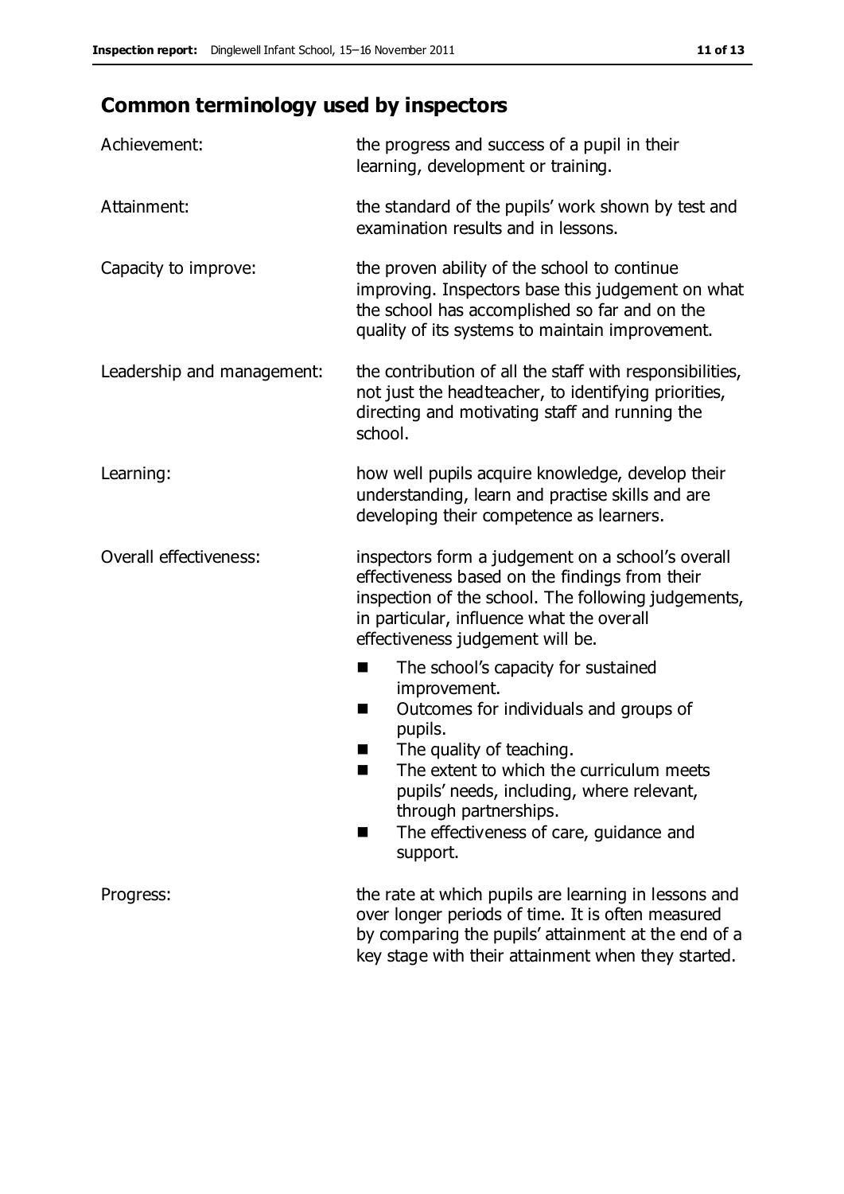## Common terminology used by inspectors

| | |
|---|---|
| Achievement: | the progress and success of a pupil in their learning, development or training. |
| Attainment: | the standard of the pupils' work shown by test and examination results and in lessons. |
| Capacity to improve: | the proven ability of the school to continue improving. Inspectors base this judgement on what the school has accomplished so far and on the quality of its systems to maintain improvement. |
| Leadership and management: | the contribution of all the staff with responsibilities, not just the headteacher, to identifying priorities, directing and motivating staff and running the school. |
| Learning: | how well pupils acquire knowledge, develop their understanding, learn and practise skills and are developing their competence as learners. |
| Overall effectiveness: | inspectors form a judgement on a school's overall effectiveness based on the findings from their inspection of the school. The following judgements, in particular, influence what the overall effectiveness judgement will be.<br>■ The school's capacity for sustained improvement.<br>■ Outcomes for individuals and groups of pupils.<br>■ The quality of teaching.<br>■ The extent to which the curriculum meets pupils' needs, including, where relevant, through partnerships.<br>■ The effectiveness of care, guidance and support. |
| Progress: | the rate at which pupils are learning in lessons and over longer periods of time. It is often measured by comparing the pupils' attainment at the end of a key stage with their attainment when they started. |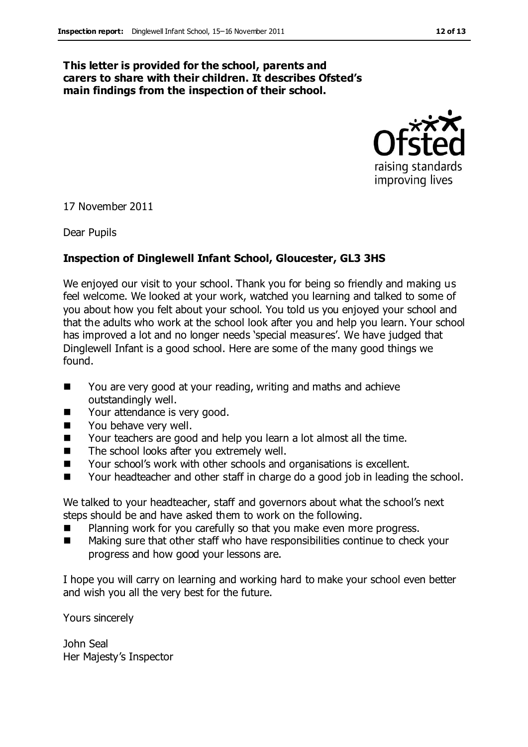**This letter is provided for the school, parents and carers to share with their children. It describes Ofsted's main findings from the inspection of their school.**

17 November 2011

Dear Pupils

**Inspection of Dinglewell Infant School, Gloucester, GL3 3HS**

We enjoyed our visit to your school. Thank you for being so friendly and making us feel welcome. We looked at your work, watched you learning and talked to some of you about how you felt about your school. You told us you enjoyed your school and that the adults who work at the school look after you and help you learn. Your school has improved a lot and no longer needs 'special measures'. We have judged that Dinglewell Infant is a good school. Here are some of the many good things we found.

- You are very good at your reading, writing and maths and achieve outstandingly well.
- Your attendance is very good.
- You behave very well.
- Your teachers are good and help you learn a lot almost all the time.
- The school looks after you extremely well.
- Your school's work with other schools and organisations is excellent.
- Your headteacher and other staff in charge do a good job in leading the school.

We talked to your headteacher, staff and governors about what the school's next steps should be and have asked them to work on the following.

- Planning work for you carefully so that you make even more progress.
- Making sure that other staff who have responsibilities continue to check your progress and how good your lessons are.

I hope you will carry on learning and working hard to make your school even better and wish you all the very best for the future.

Yours sincerely

John Seal
Her Majesty's Inspector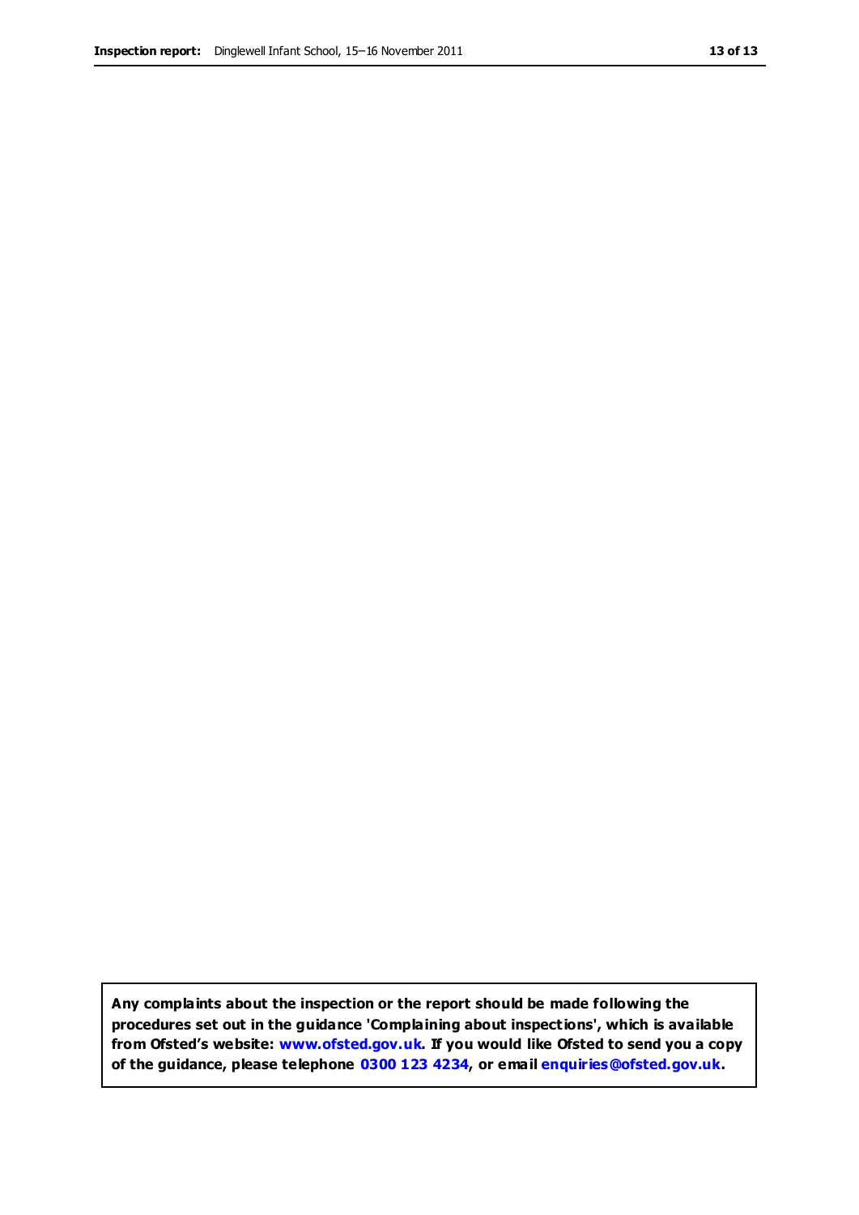**Any complaints about the inspection or the report should be made following the procedures set out in the guidance 'Complaining about inspections', which is available from Ofsted's website: www.ofsted.gov.uk. If you would like Ofsted to send you a copy of the guidance, please telephone 0300 123 4234, or email enquiries@ofsted.gov.uk.**